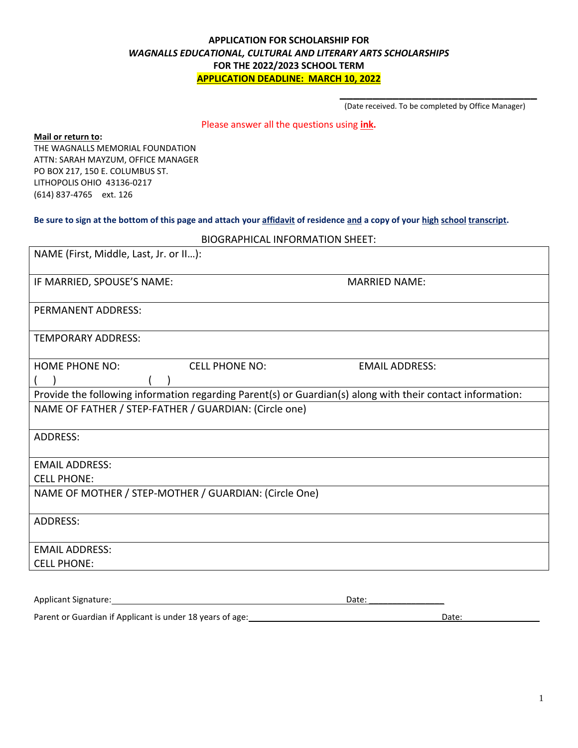# APPLICATION FOR SCHOLARSHIP FOR
## *WAGNALLS EDUCATIONAL, CULTURAL AND LITERARY ARTS SCHOLARSHIPS*
## FOR THE 2022/2023 SCHOOL TERM
## APPLICATION DEADLINE: MARCH 10, 2022

\_\_\_\_\_\_\_\_\_\_\_\_\_\_\_\_\_\_\_\_\_\_\_\_\_\_\_\_\_\_\_\_\_\_\_\_
(Date received. To be completed by Office Manager)

Please answer all the questions using **ink**.

**Mail or return to:**
THE WAGNALLS MEMORIAL FOUNDATION
ATTN: SARAH MAYZUM, OFFICE MANAGER
PO BOX 217, 150 E. COLUMBUS ST.
LITHOPOLIS OHIO 43136-0217
(614) 837-4765 ext. 126

**Be sure to sign at the bottom of this page and attach your affidavit of residence and a copy of your high school transcript.**

BIOGRAPHICAL INFORMATION SHEET:

| | | |
|---|---|---|
| NAME (First, Middle, Last, Jr. or II…): | | |
| IF MARRIED, SPOUSE'S NAME: | | MARRIED NAME: |
| PERMANENT ADDRESS: | | |
| TEMPORARY ADDRESS: | | |
| HOME PHONE NO: ( ) | CELL PHONE NO: ( ) | EMAIL ADDRESS: |
| Provide the following information regarding Parent(s) or Guardian(s) along with their contact information: | | |
| NAME OF FATHER / STEP-FATHER / GUARDIAN: (Circle one) | | |
| ADDRESS: | | |
| EMAIL ADDRESS: CELL PHONE: | | |
| NAME OF MOTHER / STEP-MOTHER / GUARDIAN: (Circle One) | | |
| ADDRESS: | | |
| EMAIL ADDRESS: CELL PHONE: | | |

Applicant Signature:\_\_\_\_\_\_\_\_\_\_\_\_\_\_\_\_\_\_\_\_\_\_\_\_\_\_\_\_\_\_\_\_\_\_\_\_ Date: \_\_\_\_\_\_\_\_\_\_\_\_\_\_\_\_

Parent or Guardian if Applicant is under 18 years of age:\_\_\_\_\_\_\_\_\_\_\_\_\_\_\_\_\_\_\_\_\_\_\_\_\_\_\_\_\_\_ Date:\_\_\_\_\_\_\_\_\_\_\_\_\_\_\_\_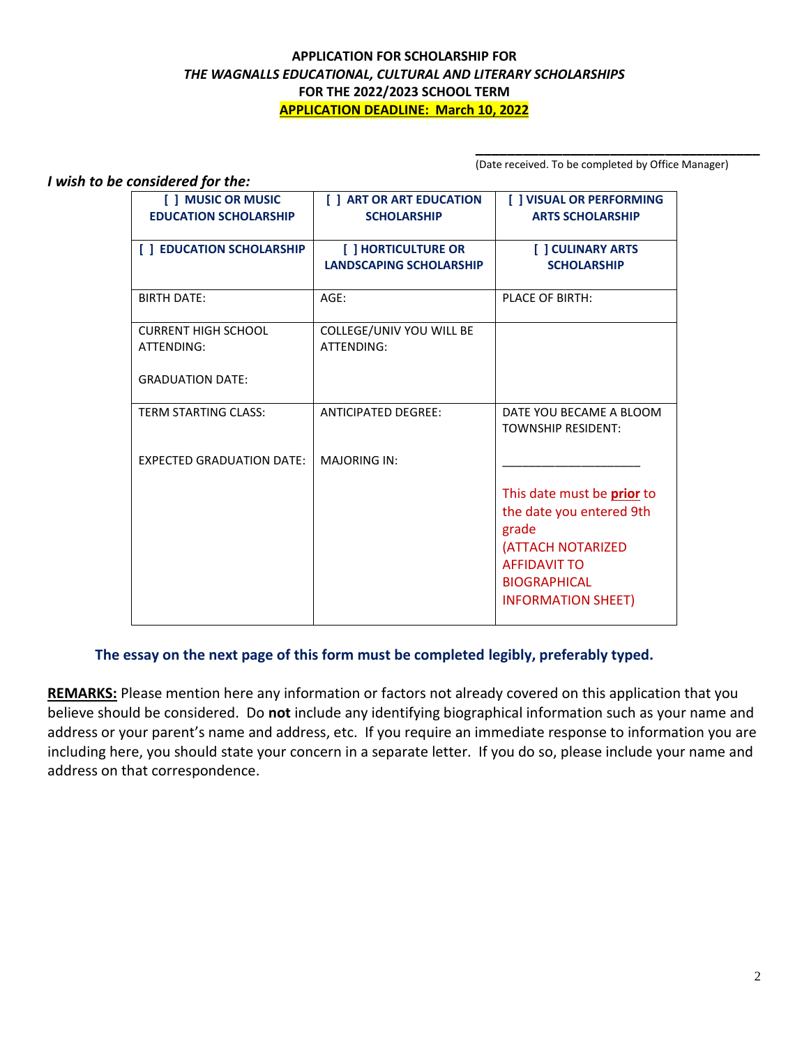**APPLICATION FOR SCHOLARSHIP FOR**
***THE WAGNALLS EDUCATIONAL, CULTURAL AND LITERARY SCHOLARSHIPS***
**FOR THE 2022/2023 SCHOOL TERM**
**APPLICATION DEADLINE: March 10, 2022**

\_\_\_\_\_\_\_\_\_\_\_\_\_\_\_\_\_\_\_\_\_\_\_\_\_\_\_\_\_\_\_\_\_\_\_\_\_\_
(Date received. To be completed by Office Manager)

***I wish to be considered for the:***

| | | |
|---|---|---|
| **[ ] MUSIC OR MUSIC EDUCATION SCHOLARSHIP** | **[ ] ART OR ART EDUCATION SCHOLARSHIP** | **[ ] VISUAL OR PERFORMING ARTS SCHOLARSHIP** |
| **[ ] EDUCATION SCHOLARSHIP** | **[ ] HORTICULTURE OR LANDSCAPING SCHOLARSHIP** | **[ ] CULINARY ARTS SCHOLARSHIP** |
| BIRTH DATE: | AGE: | PLACE OF BIRTH: |
| CURRENT HIGH SCHOOL ATTENDING:<br><br>GRADUATION DATE: | COLLEGE/UNIV YOU WILL BE ATTENDING: | |
| TERM STARTING CLASS:<br><br>EXPECTED GRADUATION DATE: | ANTICIPATED DEGREE:<br><br>MAJORING IN: | DATE YOU BECAME A BLOOM TOWNSHIP RESIDENT:<br><br>\_\_\_\_\_\_\_\_\_\_\_\_\_\_\_\_\_\_\_\_<br><br>This date must be **prior** to the date you entered 9th grade (ATTACH NOTARIZED AFFIDAVIT TO BIOGRAPHICAL INFORMATION SHEET) |

**The essay on the next page of this form must be completed legibly, preferably typed.**

**REMARKS:** Please mention here any information or factors not already covered on this application that you believe should be considered. Do **not** include any identifying biographical information such as your name and address or your parent's name and address, etc. If you require an immediate response to information you are including here, you should state your concern in a separate letter. If you do so, please include your name and address on that correspondence.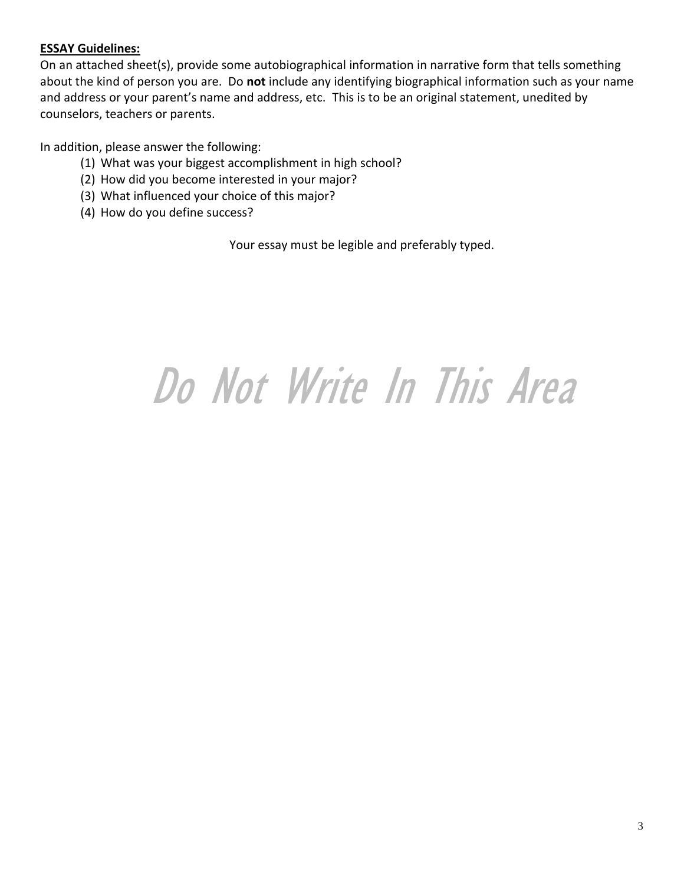**ESSAY Guidelines:**

On an attached sheet(s), provide some autobiographical information in narrative form that tells something about the kind of person you are. Do **not** include any identifying biographical information such as your name and address or your parent's name and address, etc. This is to be an original statement, unedited by counselors, teachers or parents.

In addition, please answer the following:

(1) What was your biggest accomplishment in high school?
(2) How did you become interested in your major?
(3) What influenced your choice of this major?
(4) How do you define success?

Your essay must be legible and preferably typed.

*Do Not Write In This Area*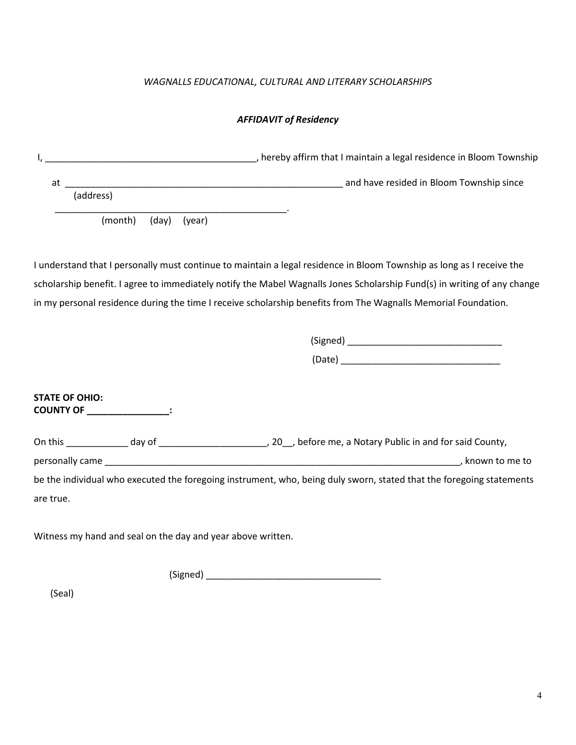*WAGNALLS EDUCATIONAL, CULTURAL AND LITERARY SCHOLARSHIPS*

***AFFIDAVIT of Residency***

I, _________________________________________, hereby affirm that I maintain a legal residence in Bloom Township

at _______________________________________________________ and have resided in Bloom Township since
(address)

_____________________________________________.
(month) (day) (year)

I understand that I personally must continue to maintain a legal residence in Bloom Township as long as I receive the scholarship benefit. I agree to immediately notify the Mabel Wagnalls Jones Scholarship Fund(s) in writing of any change in my personal residence during the time I receive scholarship benefits from The Wagnalls Memorial Foundation.

(Signed) ______________________________

(Date) _______________________________

**STATE OF OHIO:**
**COUNTY OF ________________:**

On this ____________ day of _____________________, 20__, before me, a Notary Public in and for said County, personally came _________________________________________________________________________, known to me to be the individual who executed the foregoing instrument, who, being duly sworn, stated that the foregoing statements are true.

Witness my hand and seal on the day and year above written.

(Signed) __________________________________

(Seal)